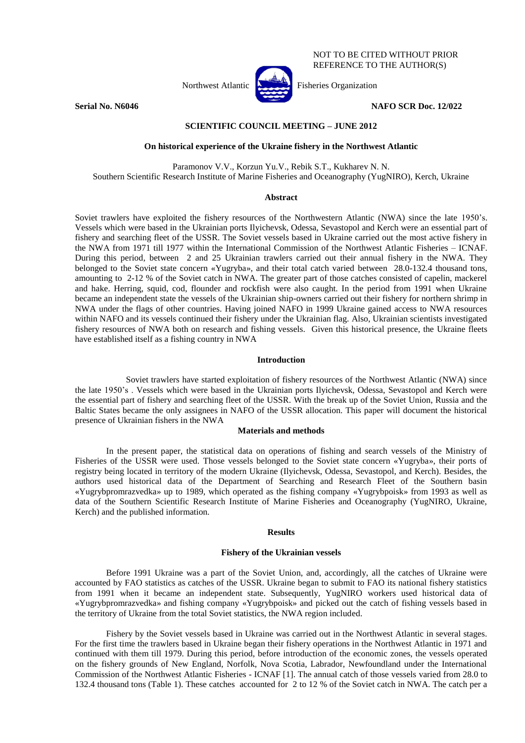NOT TO BE CITED WITHOUT PRIOR REFERENCE TO THE AUTHOR(S)

Northwest Atlantic Fisheries Organization

**Serial No. N6046** **NAFO SCR Doc. 12/022**

**SCIENTIFIC COUNCIL MEETING – JUNE 2012**

# On historical experience of the Ukraine fishery in the Northwest Atlantic

Paramonov V.V., Korzun Yu.V., Rebik S.T., Kukharev N. N.
Southern Scientific Research Institute of Marine Fisheries and Oceanography (YugNIRO), Kerch, Ukraine

## Abstract

Soviet trawlers have exploited the fishery resources of the Northwestern Atlantic (NWA) since the late 1950's. Vessels which were based in the Ukrainian ports Ilyichevsk, Odessa, Sevastopol and Kerch were an essential part of fishery and searching fleet of the USSR. The Soviet vessels based in Ukraine carried out the most active fishery in the NWA from 1971 till 1977 within the International Commission of the Northwest Atlantic Fisheries – ICNAF. During this period, between 2 and 25 Ukrainian trawlers carried out their annual fishery in the NWA. They belonged to the Soviet state concern «Yugryba», and their total catch varied between 28.0-132.4 thousand tons, amounting to 2-12 % of the Soviet catch in NWA. The greater part of those catches consisted of capelin, mackerel and hake. Herring, squid, cod, flounder and rockfish were also caught. In the period from 1991 when Ukraine became an independent state the vessels of the Ukrainian ship-owners carried out their fishery for northern shrimp in NWA under the flags of other countries. Having joined NAFO in 1999 Ukraine gained access to NWA resources within NAFO and its vessels continued their fishery under the Ukrainian flag. Also, Ukrainian scientists investigated fishery resources of NWA both on research and fishing vessels. Given this historical presence, the Ukraine fleets have established itself as a fishing country in NWA

## Introduction

Soviet trawlers have started exploitation of fishery resources of the Northwest Atlantic (NWA) since the late 1950's . Vessels which were based in the Ukrainian ports Ilyichevsk, Odessa, Sevastopol and Kerch were the essential part of fishery and searching fleet of the USSR. With the break up of the Soviet Union, Russia and the Baltic States became the only assignees in NAFO of the USSR allocation. This paper will document the historical presence of Ukrainian fishers in the NWA

## Materials and methods

In the present paper, the statistical data on operations of fishing and search vessels of the Ministry of Fisheries of the USSR were used. Those vessels belonged to the Soviet state concern «Yugryba», their ports of registry being located in territory of the modern Ukraine (Ilyichevsk, Odessa, Sevastopol, and Kerch). Besides, the authors used historical data of the Department of Searching and Research Fleet of the Southern basin «Yugrybpromrazvedka» up to 1989, which operated as the fishing company «Yugrybpoisk» from 1993 as well as data of the Southern Scientific Research Institute of Marine Fisheries and Oceanography (YugNIRO, Ukraine, Kerch) and the published information.

## Results

### Fishery of the Ukrainian vessels

Before 1991 Ukraine was a part of the Soviet Union, and, accordingly, all the catches of Ukraine were accounted by FAO statistics as catches of the USSR. Ukraine began to submit to FAO its national fishery statistics from 1991 when it became an independent state. Subsequently, YugNIRO workers used historical data of «Yugrybpromrazvedka» and fishing company «Yugrybpoisk» and picked out the catch of fishing vessels based in the territory of Ukraine from the total Soviet statistics, the NWA region included.

Fishery by the Soviet vessels based in Ukraine was carried out in the Northwest Atlantic in several stages. For the first time the trawlers based in Ukraine began their fishery operations in the Northwest Atlantic in 1971 and continued with them till 1979. During this period, before introduction of the economic zones, the vessels operated on the fishery grounds of New England, Norfolk, Nova Scotia, Labrador, Newfoundland under the International Commission of the Northwest Atlantic Fisheries - ICNAF [1]. The annual catch of those vessels varied from 28.0 to 132.4 thousand tons (Table 1). These catches accounted for 2 to 12 % of the Soviet catch in NWA. The catch per a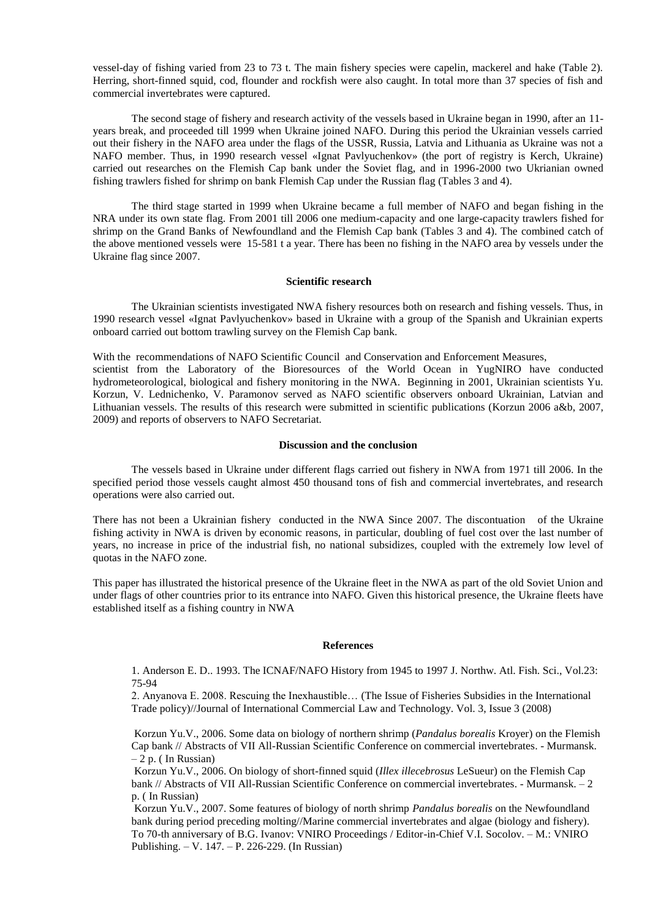vessel-day of fishing varied from 23 to 73 t. The main fishery species were capelin, mackerel and hake (Table 2). Herring, short-finned squid, cod, flounder and rockfish were also caught. In total more than 37 species of fish and commercial invertebrates were captured.

The second stage of fishery and research activity of the vessels based in Ukraine began in 1990, after an 11-years break, and proceeded till 1999 when Ukraine joined NAFO. During this period the Ukrainian vessels carried out their fishery in the NAFO area under the flags of the USSR, Russia, Latvia and Lithuania as Ukraine was not a NAFO member. Thus, in 1990 research vessel «Ignat Pavlyuchenkov» (the port of registry is Kerch, Ukraine) carried out researches on the Flemish Cap bank under the Soviet flag, and in 1996-2000 two Ukrianian owned fishing trawlers fished for shrimp on bank Flemish Cap under the Russian flag (Tables 3 and 4).

The third stage started in 1999 when Ukraine became a full member of NAFO and began fishing in the NRA under its own state flag. From 2001 till 2006 one medium-capacity and one large-capacity trawlers fished for shrimp on the Grand Banks of Newfoundland and the Flemish Cap bank (Tables 3 and 4). The combined catch of the above mentioned vessels were 15-581 t a year. There has been no fishing in the NAFO area by vessels under the Ukraine flag since 2007.

## Scientific research

The Ukrainian scientists investigated NWA fishery resources both on research and fishing vessels. Thus, in 1990 research vessel «Ignat Pavlyuchenkov» based in Ukraine with a group of the Spanish and Ukrainian experts onboard carried out bottom trawling survey on the Flemish Cap bank.

With the recommendations of NAFO Scientific Council and Conservation and Enforcement Measures, scientist from the Laboratory of the Bioresources of the World Ocean in YugNIRO have conducted hydrometeorological, biological and fishery monitoring in the NWA. Beginning in 2001, Ukrainian scientists Yu. Korzun, V. Lednichenko, V. Paramonov served as NAFO scientific observers onboard Ukrainian, Latvian and Lithuanian vessels. The results of this research were submitted in scientific publications (Korzun 2006 a&b, 2007, 2009) and reports of observers to NAFO Secretariat.

## Discussion and the conclusion

The vessels based in Ukraine under different flags carried out fishery in NWA from 1971 till 2006. In the specified period those vessels caught almost 450 thousand tons of fish and commercial invertebrates, and research operations were also carried out.

There has not been a Ukrainian fishery conducted in the NWA Since 2007. The discontuation of the Ukraine fishing activity in NWA is driven by economic reasons, in particular, doubling of fuel cost over the last number of years, no increase in price of the industrial fish, no national subsidizes, coupled with the extremely low level of quotas in the NAFO zone.

This paper has illustrated the historical presence of the Ukraine fleet in the NWA as part of the old Soviet Union and under flags of other countries prior to its entrance into NAFO. Given this historical presence, the Ukraine fleets have established itself as a fishing country in NWA

## References

1. Anderson E. D.. 1993. The ICNAF/NAFO History from 1945 to 1997 J. Northw. Atl. Fish. Sci., Vol.23: 75-94
2. Anyanova E. 2008. Rescuing the Inexhaustible… (The Issue of Fisheries Subsidies in the International Trade policy)//Journal of International Commercial Law and Technology. Vol. 3, Issue 3 (2008)

Korzun Yu.V., 2006. Some data on biology of northern shrimp (*Pandalus borealis* Kroyer) on the Flemish Cap bank // Abstracts of VII All-Russian Scientific Conference on commercial invertebrates. - Murmansk. – 2 p. ( In Russian)

Korzun Yu.V., 2006. On biology of short-finned squid (*Illex illecebrosus* LeSueur) on the Flemish Cap bank // Abstracts of VII All-Russian Scientific Conference on commercial invertebrates. - Murmansk. – 2 p. ( In Russian)

Korzun Yu.V., 2007. Some features of biology of north shrimp *Pandalus borealis* on the Newfoundland bank during period preceding molting//Marine commercial invertebrates and algae (biology and fishery). To 70-th anniversary of B.G. Ivanov: VNIRO Proceedings / Editor-in-Chief V.I. Socolov. – M.: VNIRO Publishing. – V. 147. – P. 226-229. (In Russian)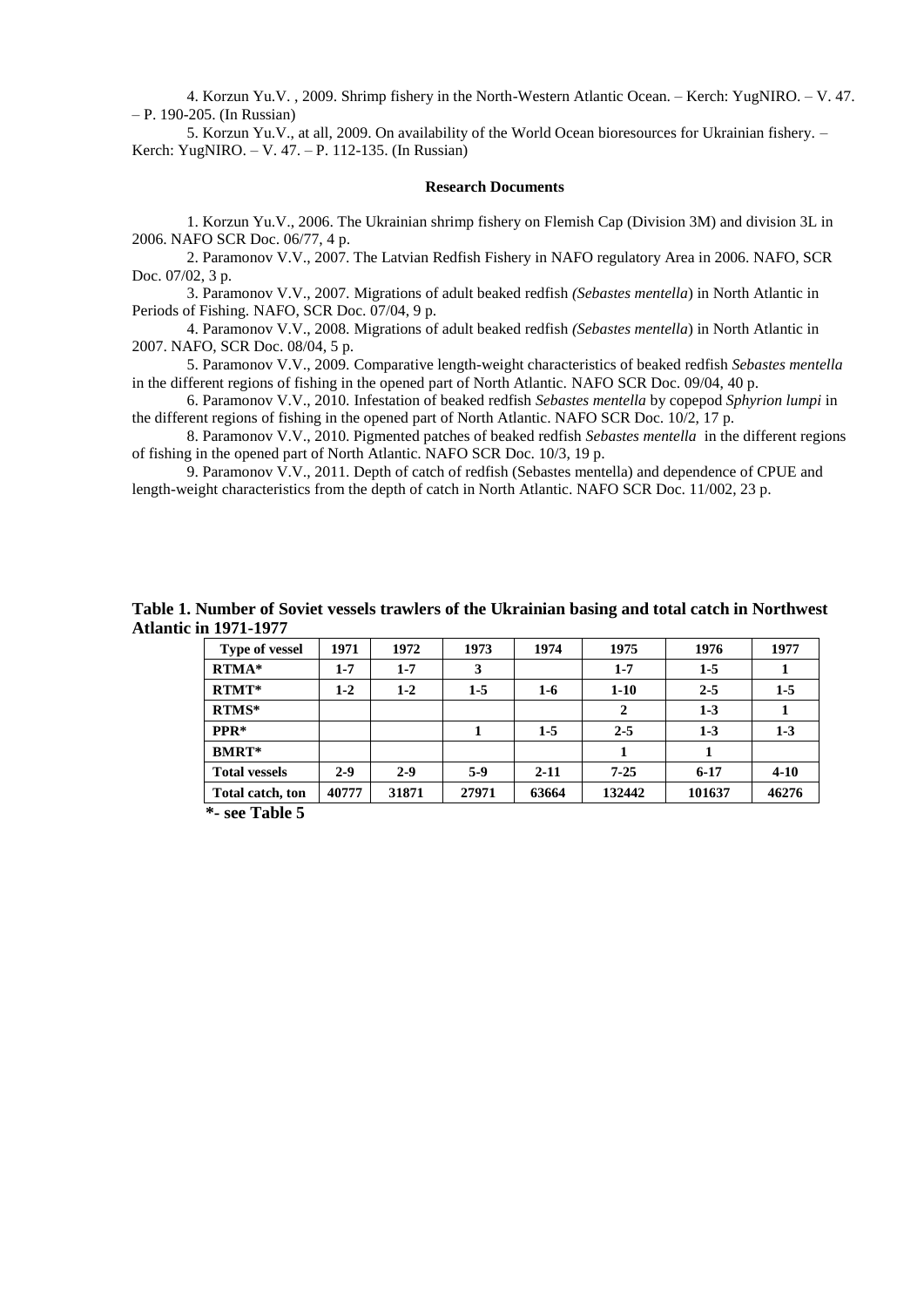4. Korzun Yu.V. , 2009. Shrimp fishery in the North-Western Atlantic Ocean. – Kerch: YugNIRO. – V. 47. – P. 190-205. (In Russian)

5. Korzun Yu.V., at all, 2009. On availability of the World Ocean bioresources for Ukrainian fishery. – Kerch: YugNIRO. – V. 47. – P. 112-135. (In Russian)

**Research Documents**

1. Korzun Yu.V., 2006. The Ukrainian shrimp fishery on Flemish Cap (Division 3M) and division 3L in 2006. NAFO SCR Doc. 06/77, 4 p.

2. Paramonov V.V., 2007. The Latvian Redfish Fishery in NAFO regulatory Area in 2006. NAFO, SCR Doc. 07/02, 3 p.

3. Paramonov V.V., 2007. Migrations of adult beaked redfish *(Sebastes mentella*) in North Atlantic in Periods of Fishing. NAFO, SCR Doc. 07/04, 9 p.

4. Paramonov V.V., 2008. Migrations of adult beaked redfish *(Sebastes mentella*) in North Atlantic in 2007. NAFO, SCR Doc. 08/04, 5 p.

5. Paramonov V.V., 2009. Comparative length-weight characteristics of beaked redfish *Sebastes mentella* in the different regions of fishing in the opened part of North Atlantic. NAFO SCR Doc. 09/04, 40 p.

6. Paramonov V.V., 2010. Infestation of beaked redfish *Sebastes mentella* by copepod *Sphyrion lumpi* in the different regions of fishing in the opened part of North Atlantic. NAFO SCR Doc. 10/2, 17 p.

8. Paramonov V.V., 2010. Pigmented patches of beaked redfish *Sebastes mentella* in the different regions of fishing in the opened part of North Atlantic. NAFO SCR Doc. 10/3, 19 p.

9. Paramonov V.V., 2011. Depth of catch of redfish (Sebastes mentella) and dependence of CPUE and length-weight characteristics from the depth of catch in North Atlantic. NAFO SCR Doc. 11/002, 23 p.

**Table 1. Number of Soviet vessels trawlers of the Ukrainian basing and total catch in Northwest Atlantic in 1971-1977**

| Type of vessel | 1971 | 1972 | 1973 | 1974 | 1975 | 1976 | 1977 |
|---|---|---|---|---|---|---|---|
| RTMA* | 1-7 | 1-7 | 3 | | 1-7 | 1-5 | 1 |
| RTMT* | 1-2 | 1-2 | 1-5 | 1-6 | 1-10 | 2-5 | 1-5 |
| RTMS* | | | | | 2 | 1-3 | 1 |
| PPR* | | | 1 | 1-5 | 2-5 | 1-3 | 1-3 |
| BMRT* | | | | | 1 | 1 | |
| Total vessels | 2-9 | 2-9 | 5-9 | 2-11 | 7-25 | 6-17 | 4-10 |
| Total catch, ton | 40777 | 31871 | 27971 | 63664 | 132442 | 101637 | 46276 |

**\*- see Table 5**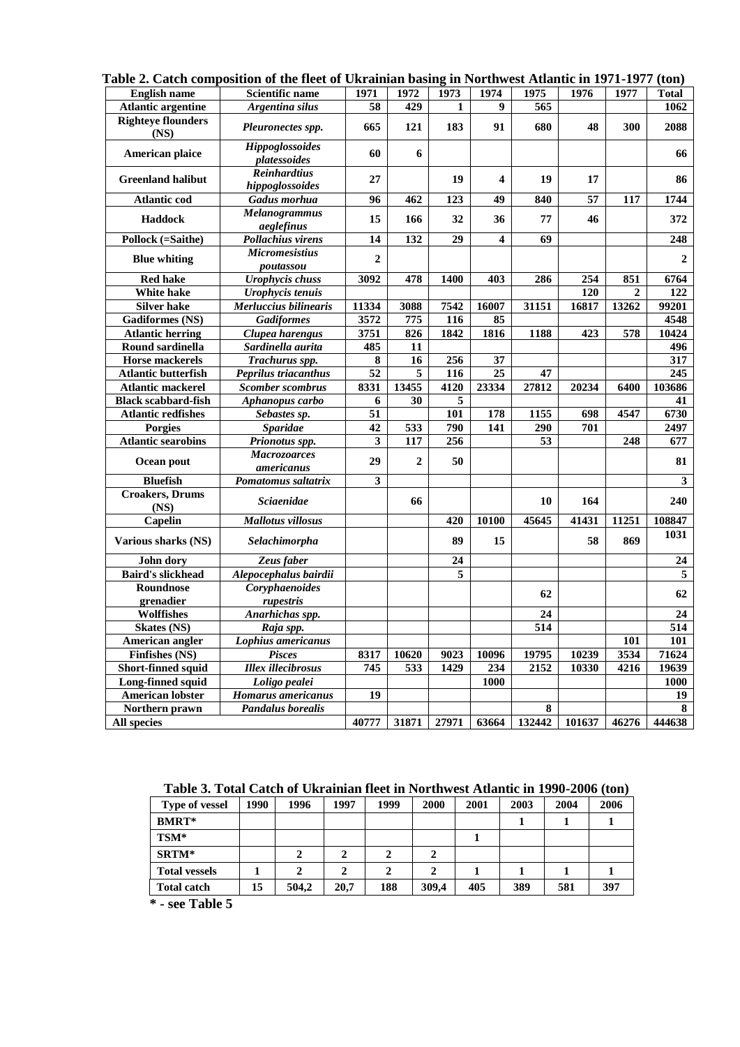**Table 2. Catch composition of the fleet of Ukrainian basing in Northwest Atlantic in 1971-1977 (ton)**

| English name | Scientific name | 1971 | 1972 | 1973 | 1974 | 1975 | 1976 | 1977 | Total |
|---|---|---|---|---|---|---|---|---|---|
| Atlantic argentine | *Argentina silus* | 58 | 429 | 1 | 9 | 565 | | | 1062 |
| Righteye flounders (NS) | *Pleuronectes spp.* | 665 | 121 | 183 | 91 | 680 | 48 | 300 | 2088 |
| American plaice | *Hippoglossoides platessoides* | 60 | 6 | | | | | | 66 |
| Greenland halibut | *Reinhardtius hippoglossoides* | 27 | | 19 | 4 | 19 | 17 | | 86 |
| Atlantic cod | *Gadus morhua* | 96 | 462 | 123 | 49 | 840 | 57 | 117 | 1744 |
| Haddock | *Melanogrammus aeglefinus* | 15 | 166 | 32 | 36 | 77 | 46 | | 372 |
| Pollock (=Saithe) | *Pollachius virens* | 14 | 132 | 29 | 4 | 69 | | | 248 |
| Blue whiting | *Micromesistius poutassou* | 2 | | | | | | | 2 |
| Red hake | *Urophycis chuss* | 3092 | 478 | 1400 | 403 | 286 | 254 | 851 | 6764 |
| White hake | *Urophycis tenuis* | | | | | | 120 | 2 | 122 |
| Silver hake | *Merluccius bilinearis* | 11334 | 3088 | 7542 | 16007 | 31151 | 16817 | 13262 | 99201 |
| Gadiformes (NS) | *Gadiformes* | 3572 | 775 | 116 | 85 | | | | 4548 |
| Atlantic herring | *Clupea harengus* | 3751 | 826 | 1842 | 1816 | 1188 | 423 | 578 | 10424 |
| Round sardinella | *Sardinella aurita* | 485 | 11 | | | | | | 496 |
| Horse mackerels | *Trachurus spp.* | 8 | 16 | 256 | 37 | | | | 317 |
| Atlantic butterfish | *Peprilus triacanthus* | 52 | 5 | 116 | 25 | 47 | | | 245 |
| Atlantic mackerel | *Scomber scombrus* | 8331 | 13455 | 4120 | 23334 | 27812 | 20234 | 6400 | 103686 |
| Black scabbard-fish | *Aphanopus carbo* | 6 | 30 | 5 | | | | | 41 |
| Atlantic redfishes | *Sebastes sp.* | 51 | | 101 | 178 | 1155 | 698 | 4547 | 6730 |
| Porgies | *Sparidae* | 42 | 533 | 790 | 141 | 290 | 701 | | 2497 |
| Atlantic searobins | *Prionotus spp.* | 3 | 117 | 256 | | 53 | | 248 | 677 |
| Ocean pout | *Macrozoarces americanus* | 29 | 2 | 50 | | | | | 81 |
| Bluefish | *Pomatomus saltatrix* | 3 | | | | | | | 3 |
| Croakers, Drums (NS) | *Sciaenidae* | | 66 | | | 10 | 164 | | 240 |
| Capelin | *Mallotus villosus* | | | 420 | 10100 | 45645 | 41431 | 11251 | 108847 |
| Various sharks (NS) | *Selachimorpha* | | | 89 | 15 | | 58 | 869 | 1031 |
| John dory | *Zeus faber* | | | 24 | | | | | 24 |
| Baird's slickhead | *Alepocephalus bairdii* | | | 5 | | | | | 5 |
| Roundnose grenadier | *Coryphaenoides rupestris* | | | | | 62 | | | 62 |
| Wolffishes | *Anarhichas spp.* | | | | | 24 | | | 24 |
| Skates (NS) | *Raja spp.* | | | | | 514 | | | 514 |
| American angler | *Lophius americanus* | | | | | | | 101 | 101 |
| Finfishes (NS) | *Pisces* | 8317 | 10620 | 9023 | 10096 | 19795 | 10239 | 3534 | 71624 |
| Short-finned squid | *Illex illecibrosus* | 745 | 533 | 1429 | 234 | 2152 | 10330 | 4216 | 19639 |
| Long-finned squid | *Loligo pealei* | | | | 1000 | | | | 1000 |
| American lobster | *Homarus americanus* | 19 | | | | | | | 19 |
| Northern prawn | *Pandalus borealis* | | | | | 8 | | | 8 |
| **All species** | | 40777 | 31871 | 27971 | 63664 | 132442 | 101637 | 46276 | 444638 |

**Table 3. Total Catch of Ukrainian fleet in Northwest Atlantic in 1990-2006 (ton)**

| Type of vessel | 1990 | 1996 | 1997 | 1999 | 2000 | 2001 | 2003 | 2004 | 2006 |
|---|---|---|---|---|---|---|---|---|---|
| BMRT* | | | | | | | 1 | 1 | 1 |
| TSM* | | | | | | 1 | | | |
| SRTM* | | 2 | 2 | 2 | 2 | | | | |
| Total vessels | 1 | 2 | 2 | 2 | 2 | 1 | 1 | 1 | 1 |
| Total catch | 15 | 504,2 | 20,7 | 188 | 309,4 | 405 | 389 | 581 | 397 |

**\* - see Table 5**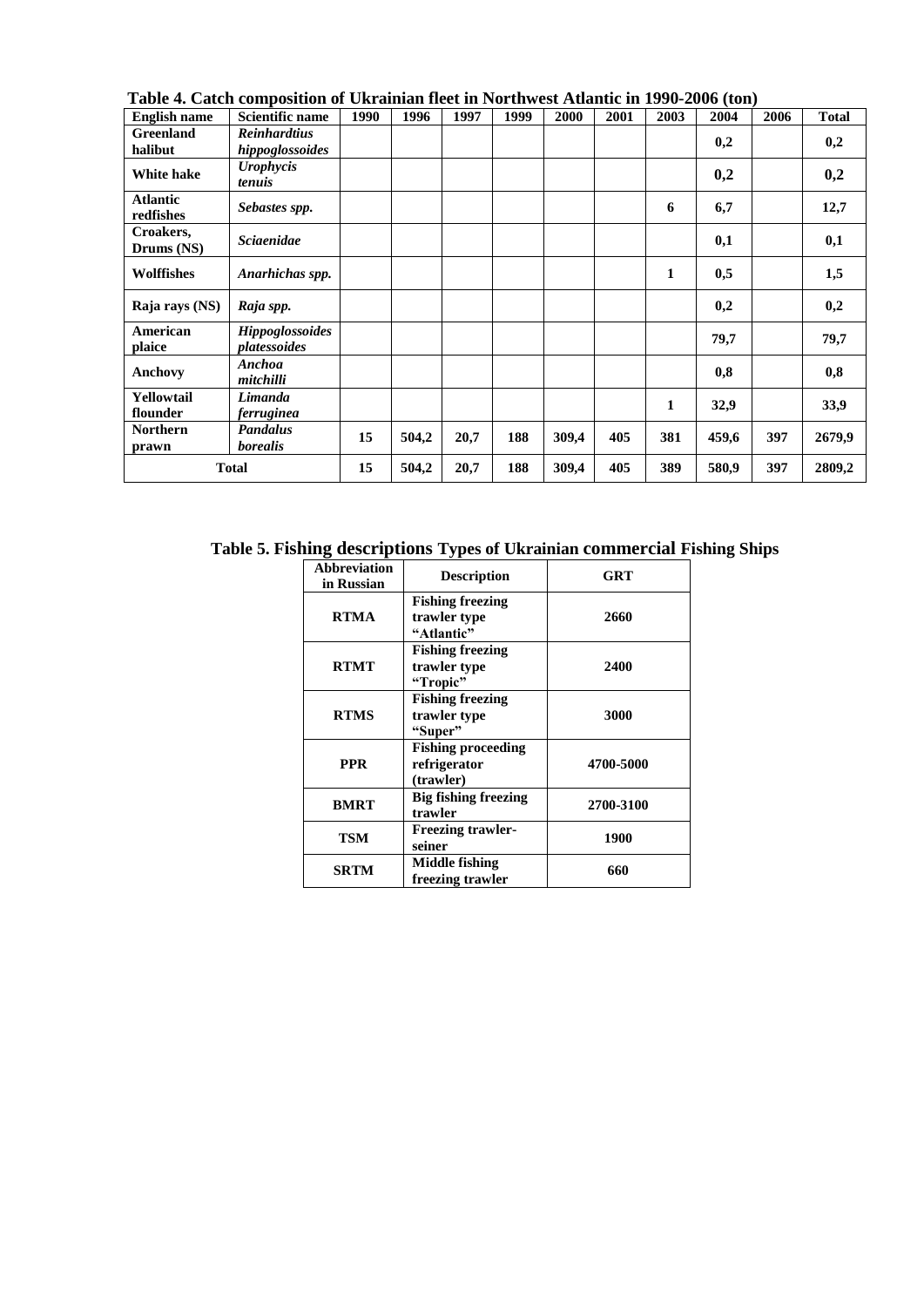**Table 4. Catch composition of Ukrainian fleet in Northwest Atlantic in 1990-2006 (ton)**

| English name | Scientific name | 1990 | 1996 | 1997 | 1999 | 2000 | 2001 | 2003 | 2004 | 2006 | Total |
|---|---|---|---|---|---|---|---|---|---|---|---|
| **Greenland halibut** | ***Reinhardtius hippoglossoides*** | | | | | | | | **0,2** | | **0,2** |
| **White hake** | ***Urophycis tenuis*** | | | | | | | | **0,2** | | **0,2** |
| **Atlantic redfishes** | ***Sebastes spp.*** | | | | | | | **6** | **6,7** | | **12,7** |
| **Croakers, Drums (NS)** | ***Sciaenidae*** | | | | | | | | **0,1** | | **0,1** |
| **Wolffishes** | ***Anarhichas spp.*** | | | | | | | **1** | **0,5** | | **1,5** |
| **Raja rays (NS)** | ***Raja spp.*** | | | | | | | | **0,2** | | **0,2** |
| **American plaice** | ***Hippoglossoides platessoides*** | | | | | | | | **79,7** | | **79,7** |
| **Anchovy** | ***Anchoa mitchilli*** | | | | | | | | **0,8** | | **0,8** |
| **Yellowtail flounder** | ***Limanda ferruginea*** | | | | | | | **1** | **32,9** | | **33,9** |
| **Northern prawn** | ***Pandalus borealis*** | **15** | **504,2** | **20,7** | **188** | **309,4** | **405** | **381** | **459,6** | **397** | **2679,9** |
| **Total** | | **15** | **504,2** | **20,7** | **188** | **309,4** | **405** | **389** | **580,9** | **397** | **2809,2** |

**Table 5. Fishing descriptions Types of Ukrainian commercial Fishing Ships**

| Abbreviation in Russian | Description | GRT |
|---|---|---|
| **RTMA** | **Fishing freezing trawler type "Atlantic"** | **2660** |
| **RTMT** | **Fishing freezing trawler type "Tropic"** | **2400** |
| **RTMS** | **Fishing freezing trawler type "Super"** | **3000** |
| **PPR** | **Fishing proceeding refrigerator (trawler)** | **4700-5000** |
| **BMRT** | **Big fishing freezing trawler** | **2700-3100** |
| **TSM** | **Freezing trawler-seiner** | **1900** |
| **SRTM** | **Middle fishing freezing trawler** | **660** |